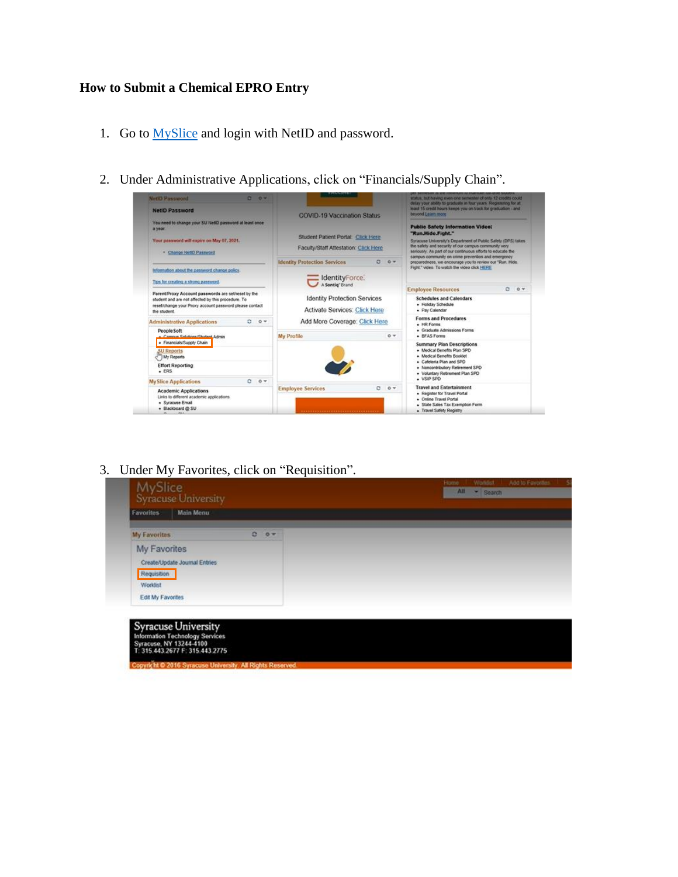**How to Submit a Chemical EPRO Entry**

1. Go to MySlice and login with NetID and password.

2. Under Administrative Applications, click on "Financials/Supply Chain".

3. Under My Favorites, click on "Requisition".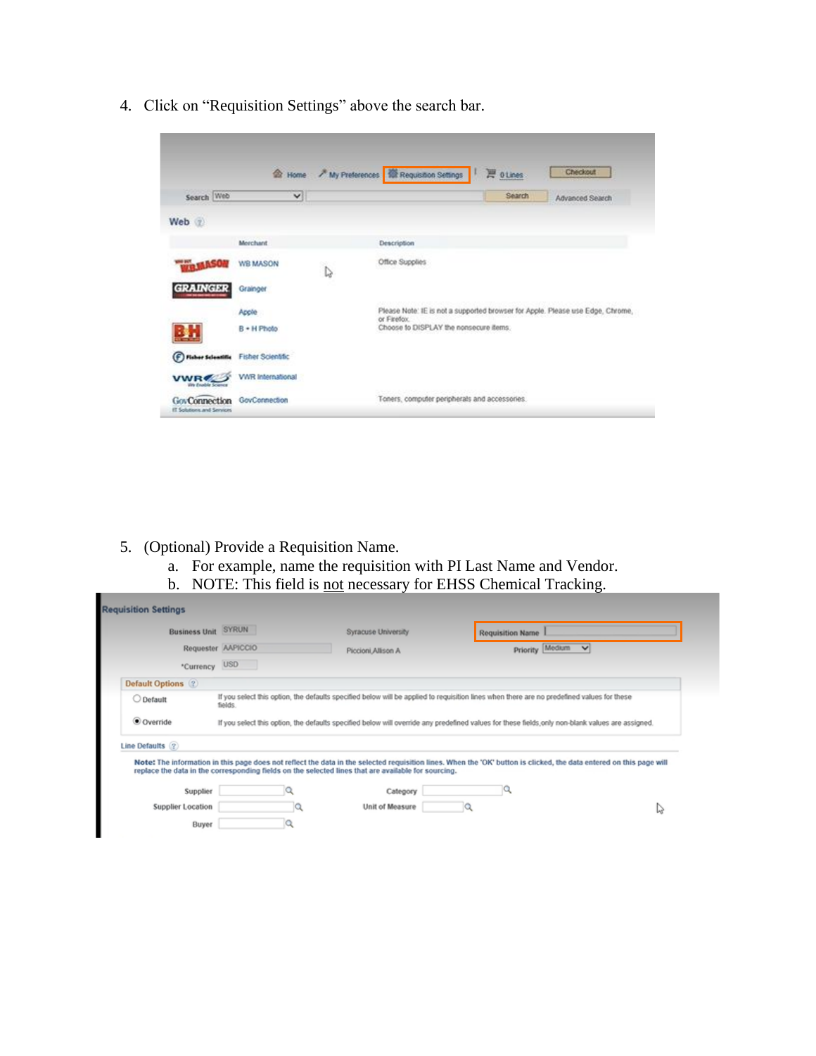4. Click on "Requisition Settings" above the search bar.

5. (Optional) Provide a Requisition Name.
   a. For example, name the requisition with PI Last Name and Vendor.
   b. NOTE: This field is not necessary for EHSS Chemical Tracking.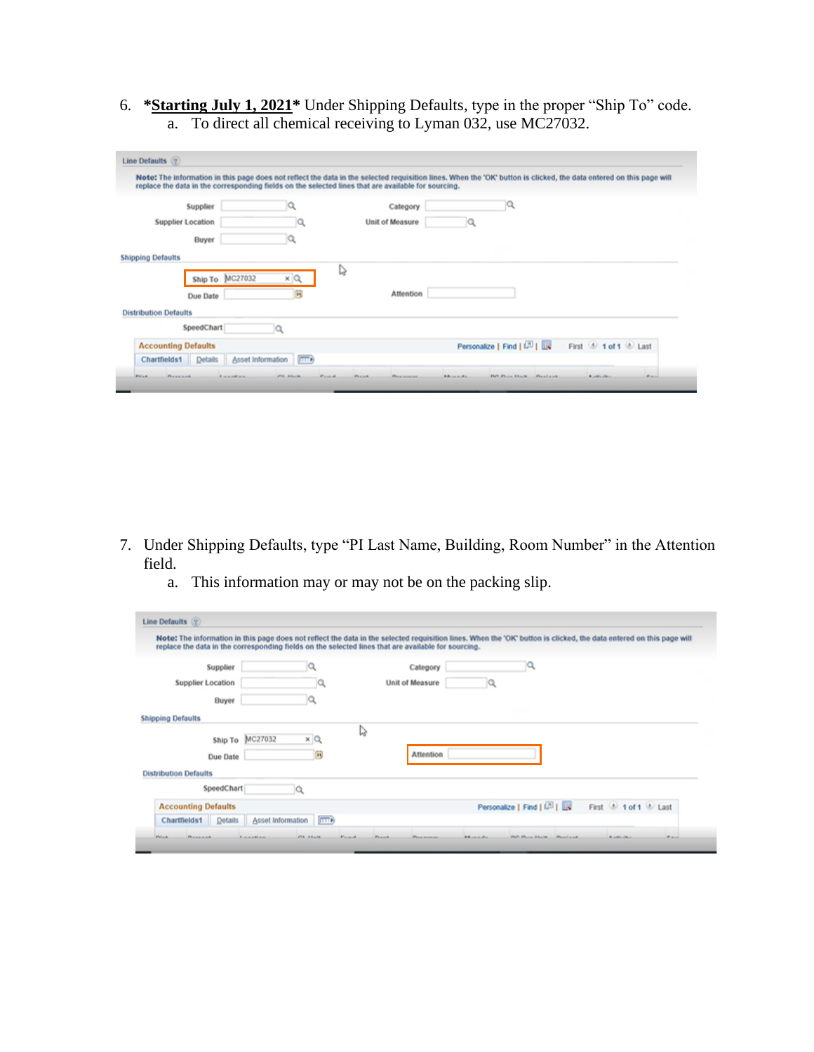6. ***Starting July 1, 2021*** Under Shipping Defaults, type in the proper “Ship To” code.
   a. To direct all chemical receiving to Lyman 032, use MC27032.

7. Under Shipping Defaults, type “PI Last Name, Building, Room Number” in the Attention field.
   a. This information may or may not be on the packing slip.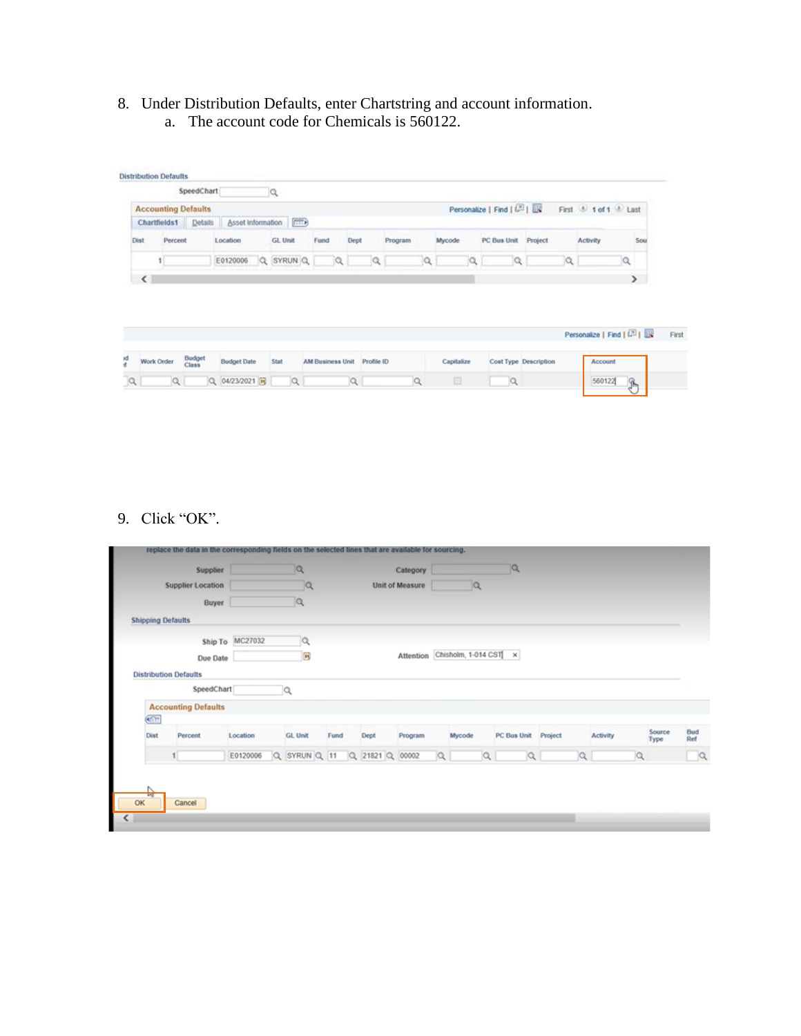8. Under Distribution Defaults, enter Chartstring and account information.
   a. The account code for Chemicals is 560122.

9. Click "OK".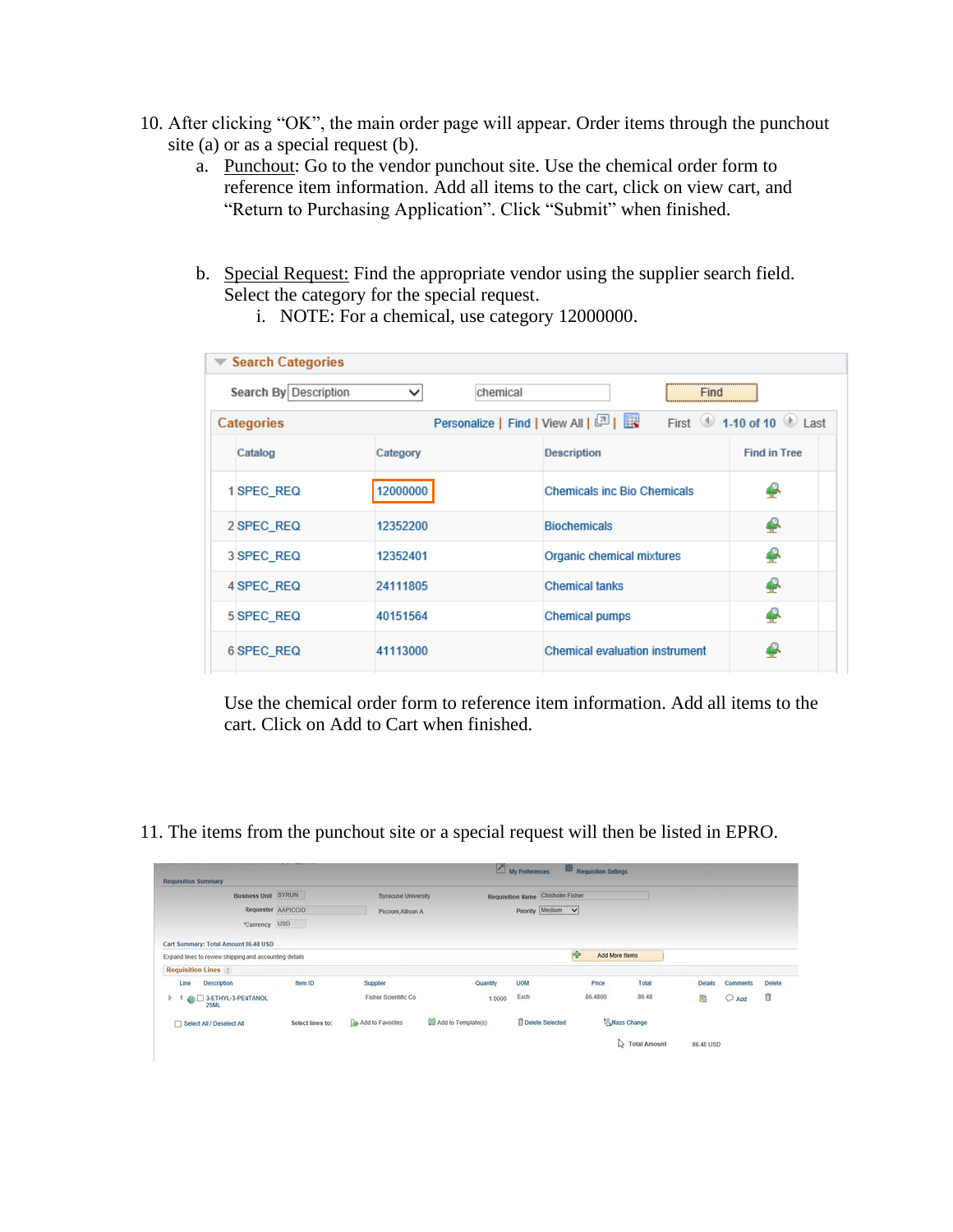10. After clicking "OK", the main order page will appear. Order items through the punchout site (a) or as a special request (b).
    a. Punchout: Go to the vendor punchout site. Use the chemical order form to reference item information. Add all items to the cart, click on view cart, and "Return to Purchasing Application". Click "Submit" when finished.

    b. Special Request: Find the appropriate vendor using the supplier search field. Select the category for the special request.
        i. NOTE: For a chemical, use category 12000000.

**Search Categories**

Search By: Description — chemical — Find

**Categories** — Personalize | Find | View All | First 1-10 of 10 Last

| | Catalog | Category | Description | Find in Tree |
|---|---|---|---|---|
| 1 | SPEC_REQ | 12000000 | Chemicals inc Bio Chemicals | |
| 2 | SPEC_REQ | 12352200 | Biochemicals | |
| 3 | SPEC_REQ | 12352401 | Organic chemical mixtures | |
| 4 | SPEC_REQ | 24111805 | Chemical tanks | |
| 5 | SPEC_REQ | 40151564 | Chemical pumps | |
| 6 | SPEC_REQ | 41113000 | Chemical evaluation instrument | |

Use the chemical order form to reference item information. Add all items to the cart. Click on Add to Cart when finished.

11. The items from the punchout site or a special request will then be listed in EPRO.

My Preferences | Requisition Settings

**Requisition Summary**

Business Unit: SYRUN — Syracuse University — Requisition Name: Chisholm Fisher

Requester: AAPICCIO — Piccioni,Allison A — Priority: Medium

*Currency: USD

Cart Summary: Total Amount 86.48 USD

Expand lines to review shipping and accounting details — Add More Items

Requisition Lines

| Line | Description | Item ID | Supplier | Quantity | UOM | Price | Total | Details | Comments | Delete |
|---|---|---|---|---|---|---|---|---|---|---|
| 1 | 3-ETHYL-3-PENTANOL 25ML | | Fisher Scientific Co | 1.0000 | Each | 86.4800 | 86.48 | | Add | |

Select All / Deselect All — Select lines to: Add to Favorites — Add to Template(s) — Delete Selected — Mass Change

Total Amount 86.48 USD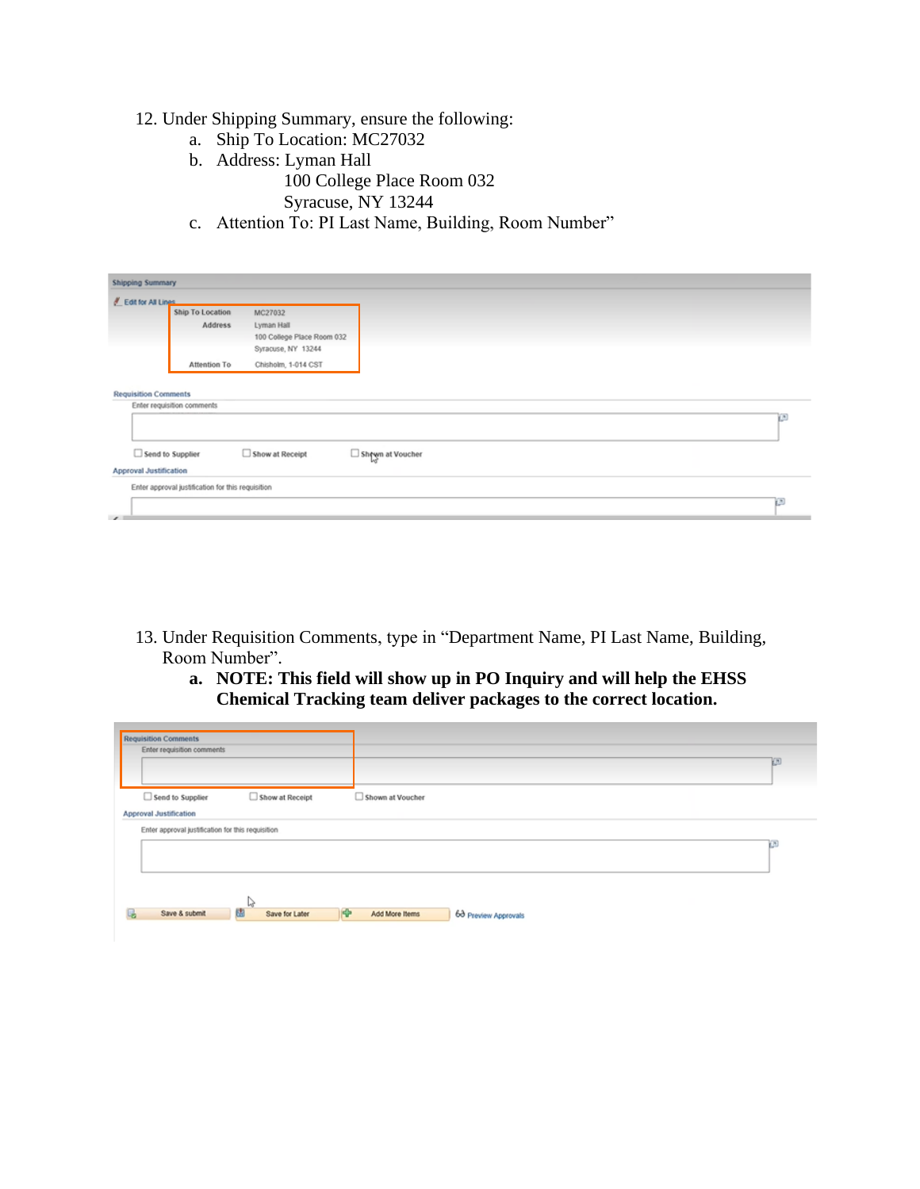12. Under Shipping Summary, ensure the following:
    a. Ship To Location: MC27032
    b. Address: Lyman Hall
       100 College Place Room 032
       Syracuse, NY 13244
    c. Attention To: PI Last Name, Building, Room Number"

13. Under Requisition Comments, type in "Department Name, PI Last Name, Building, Room Number".
    a. **NOTE: This field will show up in PO Inquiry and will help the EHSS Chemical Tracking team deliver packages to the correct location.**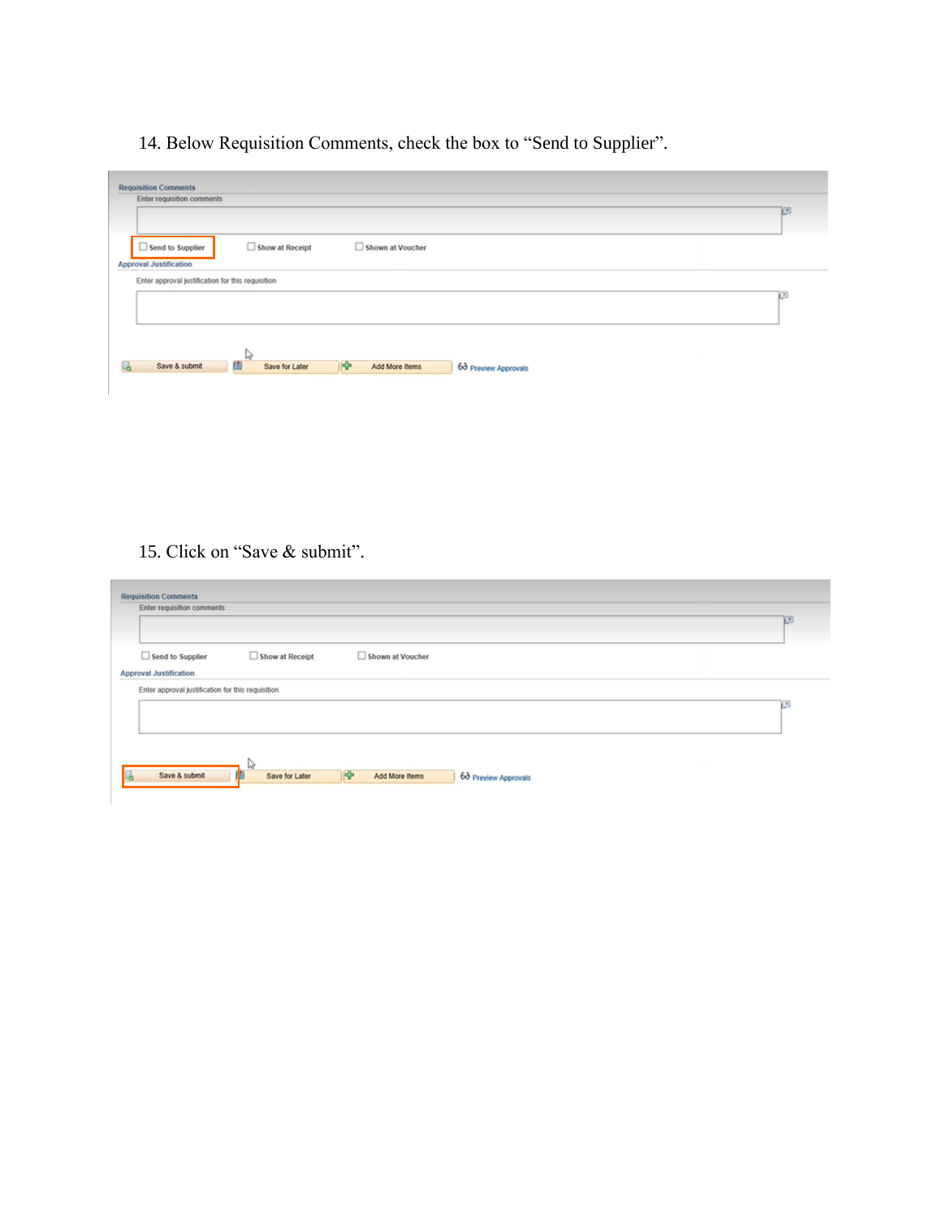14. Below Requisition Comments, check the box to "Send to Supplier".

15. Click on "Save & submit".